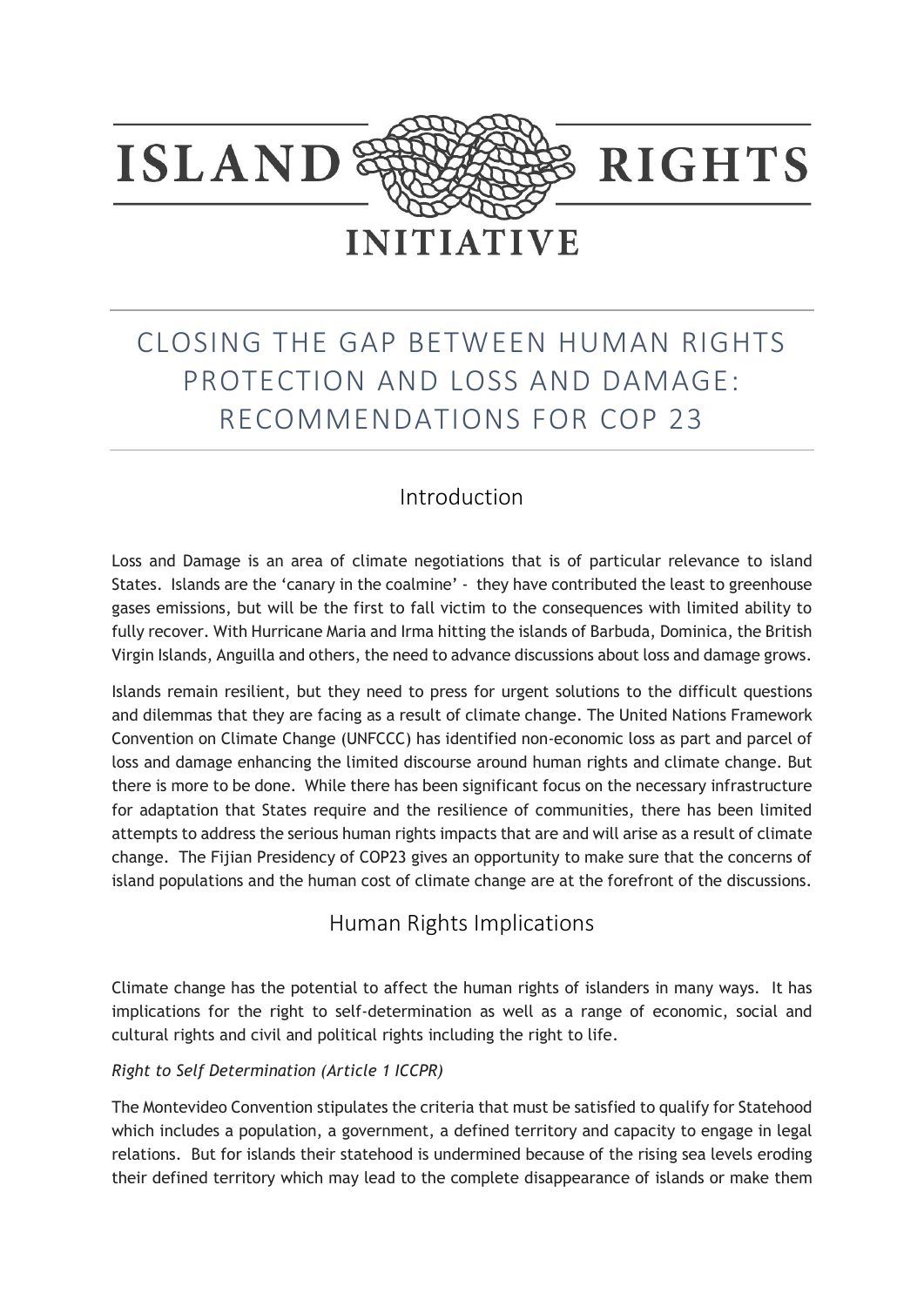# ISLAND RIGHTS INITIATIVE

# CLOSING THE GAP BETWEEN HUMAN RIGHTS PROTECTION AND LOSS AND DAMAGE: RECOMMENDATIONS FOR COP 23

## Introduction

Loss and Damage is an area of climate negotiations that is of particular relevance to island States. Islands are the 'canary in the coalmine' - they have contributed the least to greenhouse gases emissions, but will be the first to fall victim to the consequences with limited ability to fully recover. With Hurricane Maria and Irma hitting the islands of Barbuda, Dominica, the British Virgin Islands, Anguilla and others, the need to advance discussions about loss and damage grows.

Islands remain resilient, but they need to press for urgent solutions to the difficult questions and dilemmas that they are facing as a result of climate change. The United Nations Framework Convention on Climate Change (UNFCCC) has identified non-economic loss as part and parcel of loss and damage enhancing the limited discourse around human rights and climate change. But there is more to be done. While there has been significant focus on the necessary infrastructure for adaptation that States require and the resilience of communities, there has been limited attempts to address the serious human rights impacts that are and will arise as a result of climate change. The Fijian Presidency of COP23 gives an opportunity to make sure that the concerns of island populations and the human cost of climate change are at the forefront of the discussions.

## Human Rights Implications

Climate change has the potential to affect the human rights of islanders in many ways. It has implications for the right to self-determination as well as a range of economic, social and cultural rights and civil and political rights including the right to life.

*Right to Self Determination (Article 1 ICCPR)*

The Montevideo Convention stipulates the criteria that must be satisfied to qualify for Statehood which includes a population, a government, a defined territory and capacity to engage in legal relations. But for islands their statehood is undermined because of the rising sea levels eroding their defined territory which may lead to the complete disappearance of islands or make them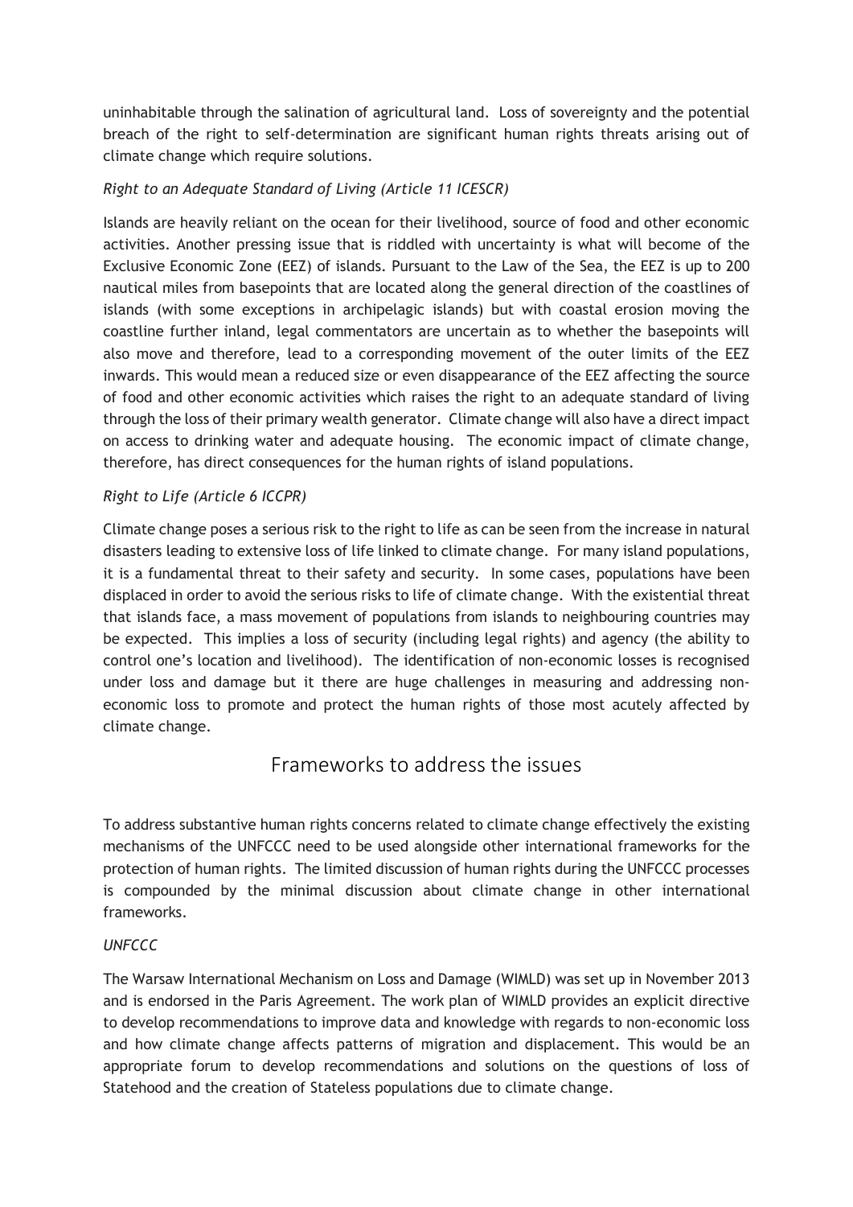uninhabitable through the salination of agricultural land. Loss of sovereignty and the potential breach of the right to self-determination are significant human rights threats arising out of climate change which require solutions.

*Right to an Adequate Standard of Living (Article 11 ICESCR)*

Islands are heavily reliant on the ocean for their livelihood, source of food and other economic activities. Another pressing issue that is riddled with uncertainty is what will become of the Exclusive Economic Zone (EEZ) of islands. Pursuant to the Law of the Sea, the EEZ is up to 200 nautical miles from basepoints that are located along the general direction of the coastlines of islands (with some exceptions in archipelagic islands) but with coastal erosion moving the coastline further inland, legal commentators are uncertain as to whether the basepoints will also move and therefore, lead to a corresponding movement of the outer limits of the EEZ inwards. This would mean a reduced size or even disappearance of the EEZ affecting the source of food and other economic activities which raises the right to an adequate standard of living through the loss of their primary wealth generator. Climate change will also have a direct impact on access to drinking water and adequate housing. The economic impact of climate change, therefore, has direct consequences for the human rights of island populations.

*Right to Life (Article 6 ICCPR)*

Climate change poses a serious risk to the right to life as can be seen from the increase in natural disasters leading to extensive loss of life linked to climate change. For many island populations, it is a fundamental threat to their safety and security. In some cases, populations have been displaced in order to avoid the serious risks to life of climate change. With the existential threat that islands face, a mass movement of populations from islands to neighbouring countries may be expected. This implies a loss of security (including legal rights) and agency (the ability to control one's location and livelihood). The identification of non-economic losses is recognised under loss and damage but it there are huge challenges in measuring and addressing non-economic loss to promote and protect the human rights of those most acutely affected by climate change.

## Frameworks to address the issues

To address substantive human rights concerns related to climate change effectively the existing mechanisms of the UNFCCC need to be used alongside other international frameworks for the protection of human rights. The limited discussion of human rights during the UNFCCC processes is compounded by the minimal discussion about climate change in other international frameworks.

*UNFCCC*

The Warsaw International Mechanism on Loss and Damage (WIMLD) was set up in November 2013 and is endorsed in the Paris Agreement. The work plan of WIMLD provides an explicit directive to develop recommendations to improve data and knowledge with regards to non-economic loss and how climate change affects patterns of migration and displacement. This would be an appropriate forum to develop recommendations and solutions on the questions of loss of Statehood and the creation of Stateless populations due to climate change.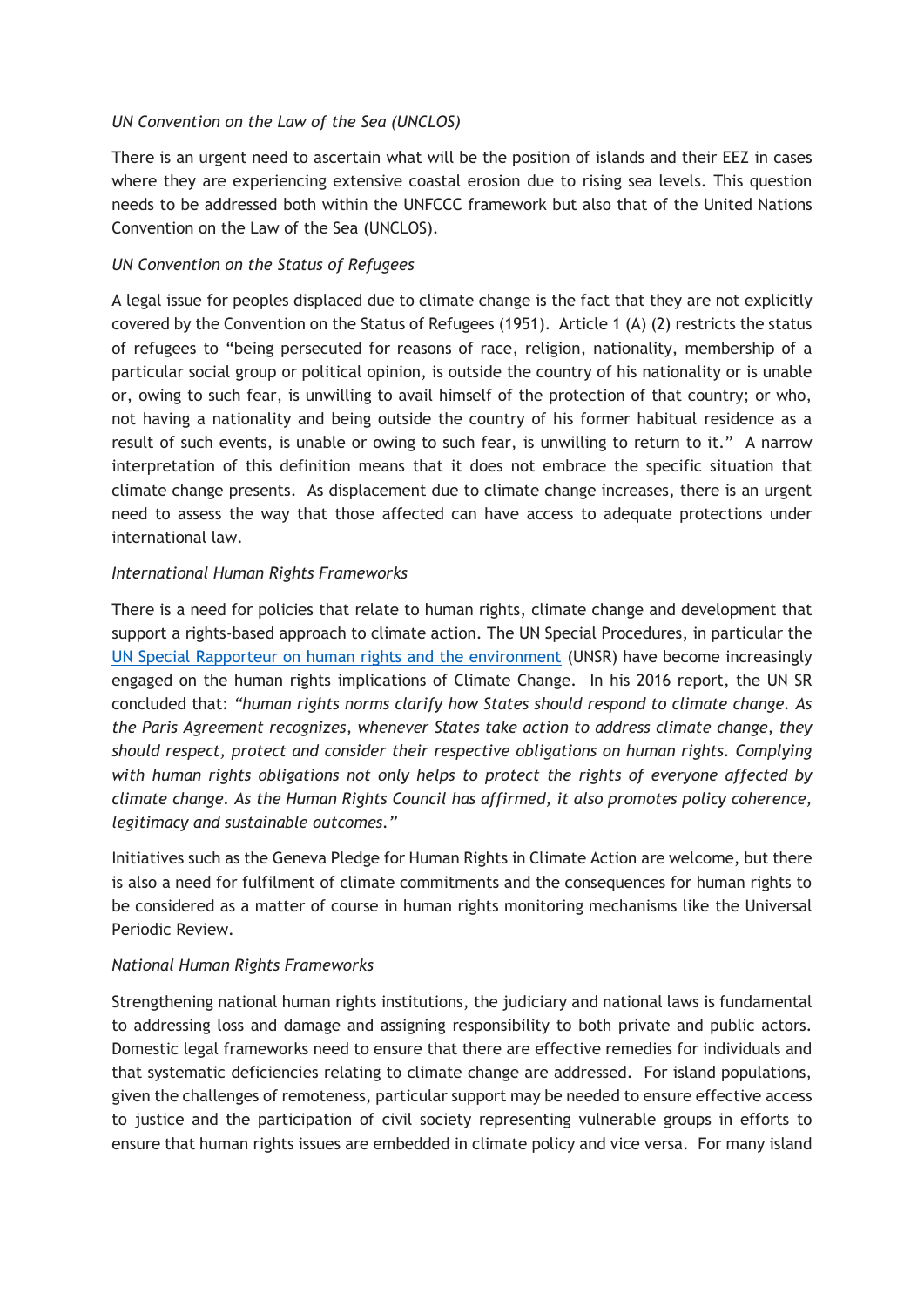*UN Convention on the Law of the Sea (UNCLOS)*

There is an urgent need to ascertain what will be the position of islands and their EEZ in cases where they are experiencing extensive coastal erosion due to rising sea levels. This question needs to be addressed both within the UNFCCC framework but also that of the United Nations Convention on the Law of the Sea (UNCLOS).

*UN Convention on the Status of Refugees*

A legal issue for peoples displaced due to climate change is the fact that they are not explicitly covered by the Convention on the Status of Refugees (1951). Article 1 (A) (2) restricts the status of refugees to "being persecuted for reasons of race, religion, nationality, membership of a particular social group or political opinion, is outside the country of his nationality or is unable or, owing to such fear, is unwilling to avail himself of the protection of that country; or who, not having a nationality and being outside the country of his former habitual residence as a result of such events, is unable or owing to such fear, is unwilling to return to it." A narrow interpretation of this definition means that it does not embrace the specific situation that climate change presents. As displacement due to climate change increases, there is an urgent need to assess the way that those affected can have access to adequate protections under international law.

*International Human Rights Frameworks*

There is a need for policies that relate to human rights, climate change and development that support a rights-based approach to climate action. The UN Special Procedures, in particular the [UN Special Rapporteur on human rights and the environment](UN Special Rapporteur on human rights and the environment) (UNSR) have become increasingly engaged on the human rights implications of Climate Change. In his 2016 report, the UN SR concluded that: *"human rights norms clarify how States should respond to climate change. As the Paris Agreement recognizes, whenever States take action to address climate change, they should respect, protect and consider their respective obligations on human rights. Complying with human rights obligations not only helps to protect the rights of everyone affected by climate change. As the Human Rights Council has affirmed, it also promotes policy coherence, legitimacy and sustainable outcomes."*

Initiatives such as the Geneva Pledge for Human Rights in Climate Action are welcome, but there is also a need for fulfilment of climate commitments and the consequences for human rights to be considered as a matter of course in human rights monitoring mechanisms like the Universal Periodic Review.

*National Human Rights Frameworks*

Strengthening national human rights institutions, the judiciary and national laws is fundamental to addressing loss and damage and assigning responsibility to both private and public actors. Domestic legal frameworks need to ensure that there are effective remedies for individuals and that systematic deficiencies relating to climate change are addressed. For island populations, given the challenges of remoteness, particular support may be needed to ensure effective access to justice and the participation of civil society representing vulnerable groups in efforts to ensure that human rights issues are embedded in climate policy and vice versa. For many island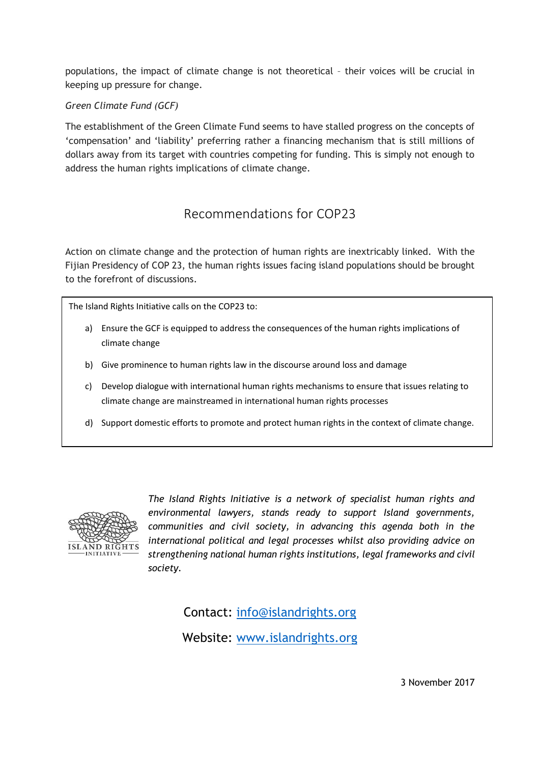populations, the impact of climate change is not theoretical – their voices will be crucial in keeping up pressure for change.

*Green Climate Fund (GCF)*

The establishment of the Green Climate Fund seems to have stalled progress on the concepts of 'compensation' and 'liability' preferring rather a financing mechanism that is still millions of dollars away from its target with countries competing for funding. This is simply not enough to address the human rights implications of climate change.

## Recommendations for COP23

Action on climate change and the protection of human rights are inextricably linked. With the Fijian Presidency of COP 23, the human rights issues facing island populations should be brought to the forefront of discussions.

The Island Rights Initiative calls on the COP23 to:

a) Ensure the GCF is equipped to address the consequences of the human rights implications of climate change

b) Give prominence to human rights law in the discourse around loss and damage

c) Develop dialogue with international human rights mechanisms to ensure that issues relating to climate change are mainstreamed in international human rights processes

d) Support domestic efforts to promote and protect human rights in the context of climate change.

ISLAND RIGHTS INITIATIVE

*The Island Rights Initiative is a network of specialist human rights and environmental lawyers, stands ready to support Island governments, communities and civil society, in advancing this agenda both in the international political and legal processes whilst also providing advice on strengthening national human rights institutions, legal frameworks and civil society.*

Contact: info@islandrights.org

Website: www.islandrights.org

3 November 2017